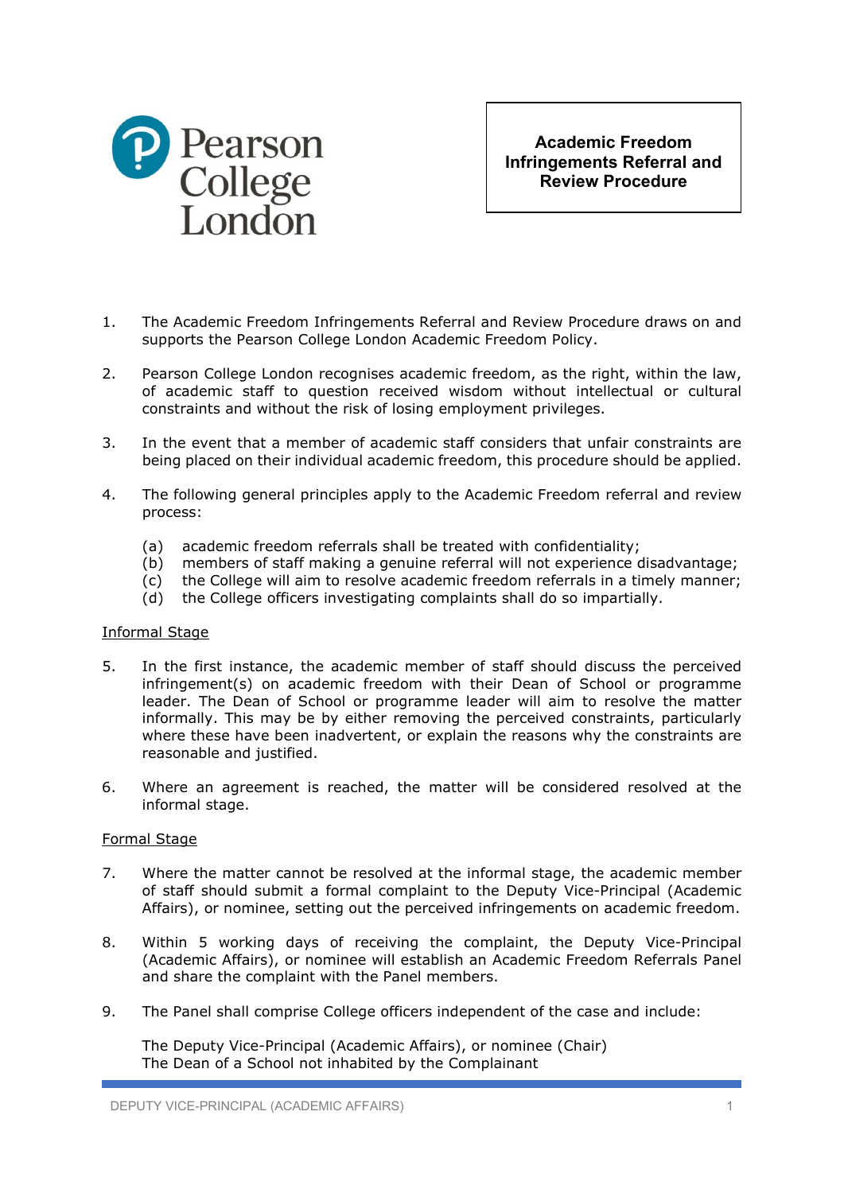Pearson College London

# Academic Freedom Infringements Referral and Review Procedure

1. The Academic Freedom Infringements Referral and Review Procedure draws on and supports the Pearson College London Academic Freedom Policy.

2. Pearson College London recognises academic freedom, as the right, within the law, of academic staff to question received wisdom without intellectual or cultural constraints and without the risk of losing employment privileges.

3. In the event that a member of academic staff considers that unfair constraints are being placed on their individual academic freedom, this procedure should be applied.

4. The following general principles apply to the Academic Freedom referral and review process:

   (a) academic freedom referrals shall be treated with confidentiality;
   (b) members of staff making a genuine referral will not experience disadvantage;
   (c) the College will aim to resolve academic freedom referrals in a timely manner;
   (d) the College officers investigating complaints shall do so impartially.

<u>Informal Stage</u>

5. In the first instance, the academic member of staff should discuss the perceived infringement(s) on academic freedom with their Dean of School or programme leader. The Dean of School or programme leader will aim to resolve the matter informally. This may be by either removing the perceived constraints, particularly where these have been inadvertent, or explain the reasons why the constraints are reasonable and justified.

6. Where an agreement is reached, the matter will be considered resolved at the informal stage.

<u>Formal Stage</u>

7. Where the matter cannot be resolved at the informal stage, the academic member of staff should submit a formal complaint to the Deputy Vice-Principal (Academic Affairs), or nominee, setting out the perceived infringements on academic freedom.

8. Within 5 working days of receiving the complaint, the Deputy Vice-Principal (Academic Affairs), or nominee will establish an Academic Freedom Referrals Panel and share the complaint with the Panel members.

9. The Panel shall comprise College officers independent of the case and include:

   The Deputy Vice-Principal (Academic Affairs), or nominee (Chair)
   The Dean of a School not inhabited by the Complainant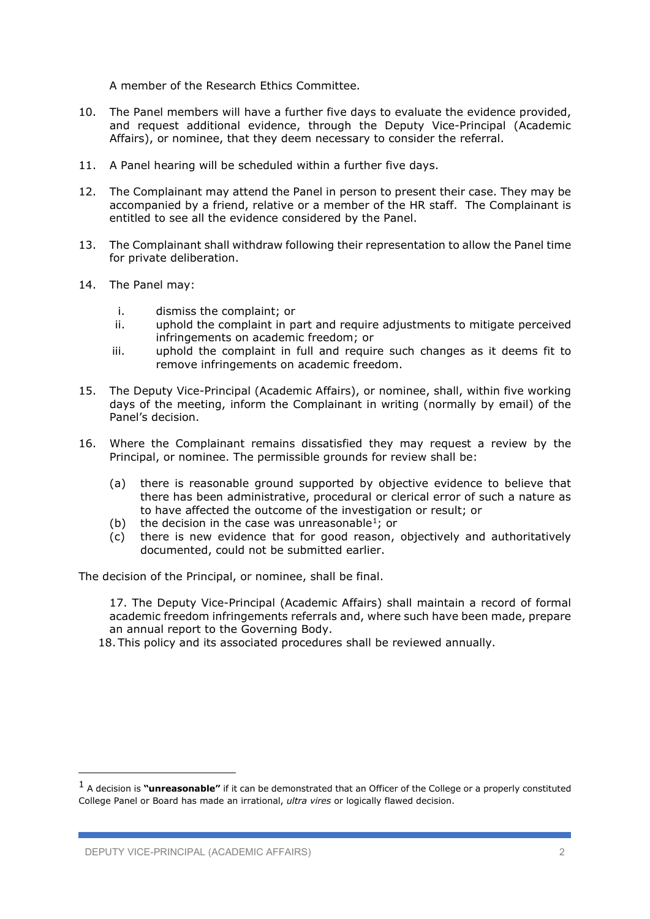A member of the Research Ethics Committee.

10. The Panel members will have a further five days to evaluate the evidence provided, and request additional evidence, through the Deputy Vice-Principal (Academic Affairs), or nominee, that they deem necessary to consider the referral.
11. A Panel hearing will be scheduled within a further five days.
12. The Complainant may attend the Panel in person to present their case. They may be accompanied by a friend, relative or a member of the HR staff. The Complainant is entitled to see all the evidence considered by the Panel.
13. The Complainant shall withdraw following their representation to allow the Panel time for private deliberation.
14. The Panel may:
    1. dismiss the complaint; or
    2. uphold the complaint in part and require adjustments to mitigate perceived infringements on academic freedom; or
    3. uphold the complaint in full and require such changes as it deems fit to remove infringements on academic freedom.
15. The Deputy Vice-Principal (Academic Affairs), or nominee, shall, within five working days of the meeting, inform the Complainant in writing (normally by email) of the Panel's decision.
16. Where the Complainant remains dissatisfied they may request a review by the Principal, or nominee. The permissible grounds for review shall be:
    (a) there is reasonable ground supported by objective evidence to believe that there has been administrative, procedural or clerical error of such a nature as to have affected the outcome of the investigation or result; or
    (b) the decision in the case was unreasonable[1]; or
    (c) there is new evidence that for good reason, objectively and authoritatively documented, could not be submitted earlier.

The decision of the Principal, or nominee, shall be final.

17. The Deputy Vice-Principal (Academic Affairs) shall maintain a record of formal academic freedom infringements referrals and, where such have been made, prepare an annual report to the Governing Body.
18. This policy and its associated procedures shall be reviewed annually.

[1] A decision is **"unreasonable"** if it can be demonstrated that an Officer of the College or a properly constituted College Panel or Board has made an irrational, *ultra vires* or logically flawed decision.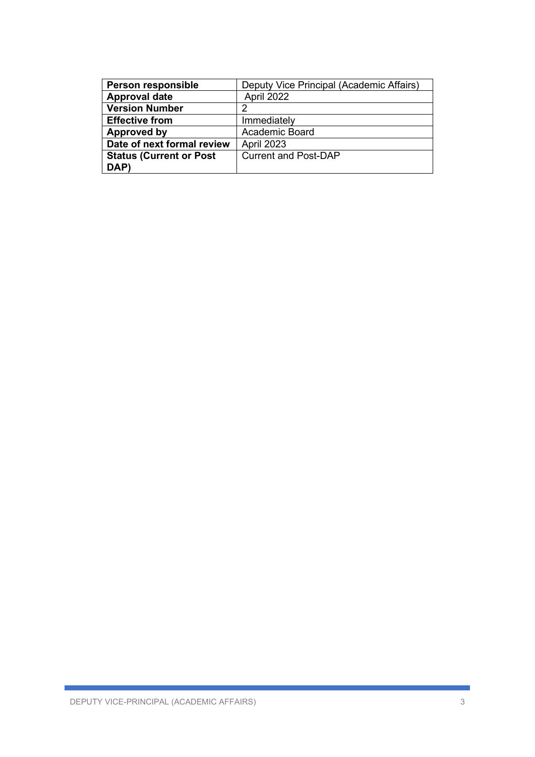| | |
|---|---|
| **Person responsible** | Deputy Vice Principal (Academic Affairs) |
| **Approval date** | April 2022 |
| **Version Number** | 2 |
| **Effective from** | Immediately |
| **Approved by** | Academic Board |
| **Date of next formal review** | April 2023 |
| **Status (Current or Post DAP)** | Current and Post-DAP |